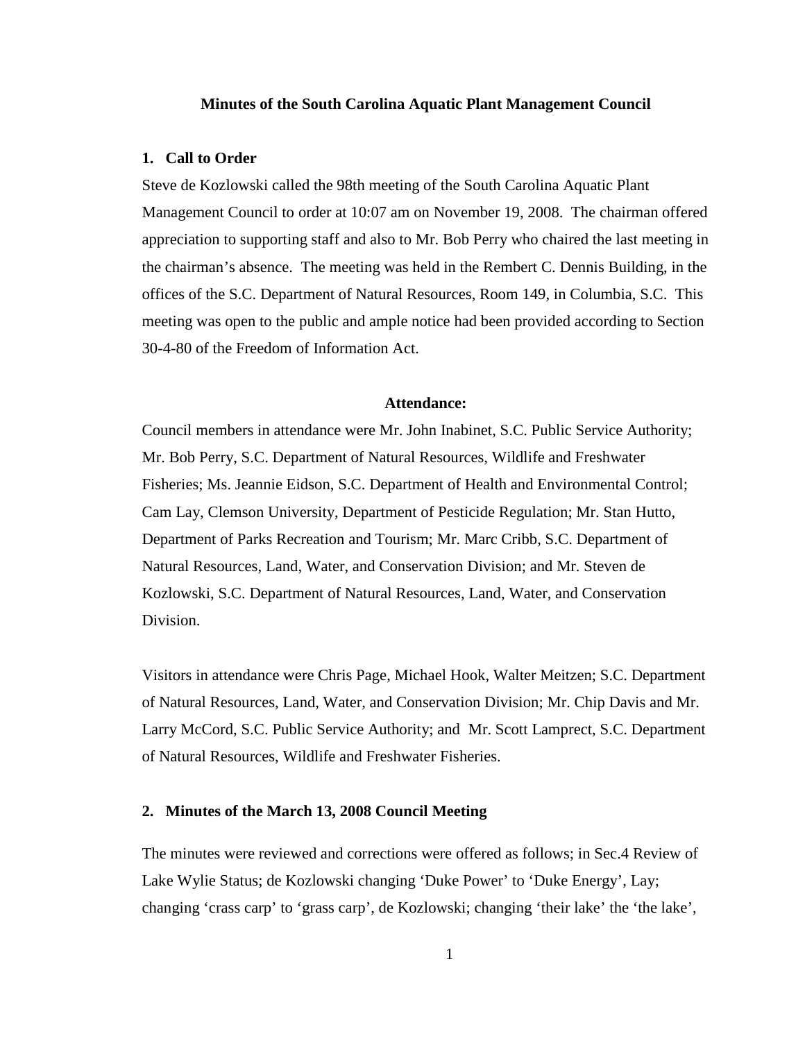**Minutes of the South Carolina Aquatic Plant Management Council**

**1. Call to Order**

Steve de Kozlowski called the 98th meeting of the South Carolina Aquatic Plant Management Council to order at 10:07 am on November 19, 2008. The chairman offered appreciation to supporting staff and also to Mr. Bob Perry who chaired the last meeting in the chairman's absence. The meeting was held in the Rembert C. Dennis Building, in the offices of the S.C. Department of Natural Resources, Room 149, in Columbia, S.C. This meeting was open to the public and ample notice had been provided according to Section 30-4-80 of the Freedom of Information Act.

**Attendance:**

Council members in attendance were Mr. John Inabinet, S.C. Public Service Authority; Mr. Bob Perry, S.C. Department of Natural Resources, Wildlife and Freshwater Fisheries; Ms. Jeannie Eidson, S.C. Department of Health and Environmental Control; Cam Lay, Clemson University, Department of Pesticide Regulation; Mr. Stan Hutto, Department of Parks Recreation and Tourism; Mr. Marc Cribb, S.C. Department of Natural Resources, Land, Water, and Conservation Division; and Mr. Steven de Kozlowski, S.C. Department of Natural Resources, Land, Water, and Conservation Division.

Visitors in attendance were Chris Page, Michael Hook, Walter Meitzen; S.C. Department of Natural Resources, Land, Water, and Conservation Division; Mr. Chip Davis and Mr. Larry McCord, S.C. Public Service Authority; and Mr. Scott Lamprect, S.C. Department of Natural Resources, Wildlife and Freshwater Fisheries.

**2. Minutes of the March 13, 2008 Council Meeting**

The minutes were reviewed and corrections were offered as follows; in Sec.4 Review of Lake Wylie Status; de Kozlowski changing 'Duke Power' to 'Duke Energy', Lay; changing 'crass carp' to 'grass carp', de Kozlowski; changing 'their lake' the 'the lake',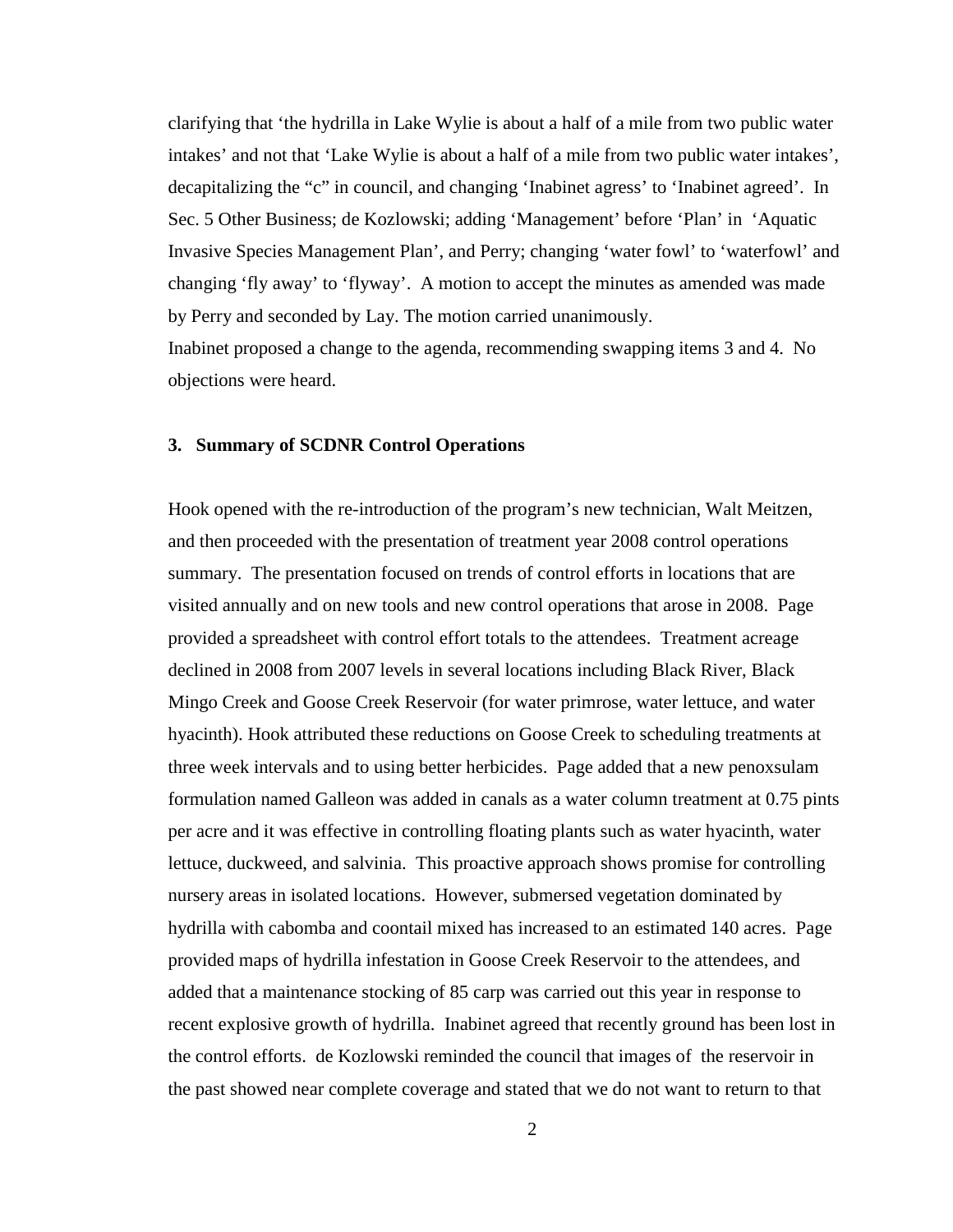clarifying that 'the hydrilla in Lake Wylie is about a half of a mile from two public water intakes' and not that 'Lake Wylie is about a half of a mile from two public water intakes', decapitalizing the "c" in council, and changing 'Inabinet agress' to 'Inabinet agreed'. In Sec. 5 Other Business; de Kozlowski; adding 'Management' before 'Plan' in 'Aquatic Invasive Species Management Plan', and Perry; changing 'water fowl' to 'waterfowl' and changing 'fly away' to 'flyway'. A motion to accept the minutes as amended was made by Perry and seconded by Lay. The motion carried unanimously.

Inabinet proposed a change to the agenda, recommending swapping items 3 and 4. No objections were heard.

**3. Summary of SCDNR Control Operations**

Hook opened with the re-introduction of the program's new technician, Walt Meitzen, and then proceeded with the presentation of treatment year 2008 control operations summary. The presentation focused on trends of control efforts in locations that are visited annually and on new tools and new control operations that arose in 2008. Page provided a spreadsheet with control effort totals to the attendees. Treatment acreage declined in 2008 from 2007 levels in several locations including Black River, Black Mingo Creek and Goose Creek Reservoir (for water primrose, water lettuce, and water hyacinth). Hook attributed these reductions on Goose Creek to scheduling treatments at three week intervals and to using better herbicides. Page added that a new penoxsulam formulation named Galleon was added in canals as a water column treatment at 0.75 pints per acre and it was effective in controlling floating plants such as water hyacinth, water lettuce, duckweed, and salvinia. This proactive approach shows promise for controlling nursery areas in isolated locations. However, submersed vegetation dominated by hydrilla with cabomba and coontail mixed has increased to an estimated 140 acres. Page provided maps of hydrilla infestation in Goose Creek Reservoir to the attendees, and added that a maintenance stocking of 85 carp was carried out this year in response to recent explosive growth of hydrilla. Inabinet agreed that recently ground has been lost in the control efforts. de Kozlowski reminded the council that images of the reservoir in the past showed near complete coverage and stated that we do not want to return to that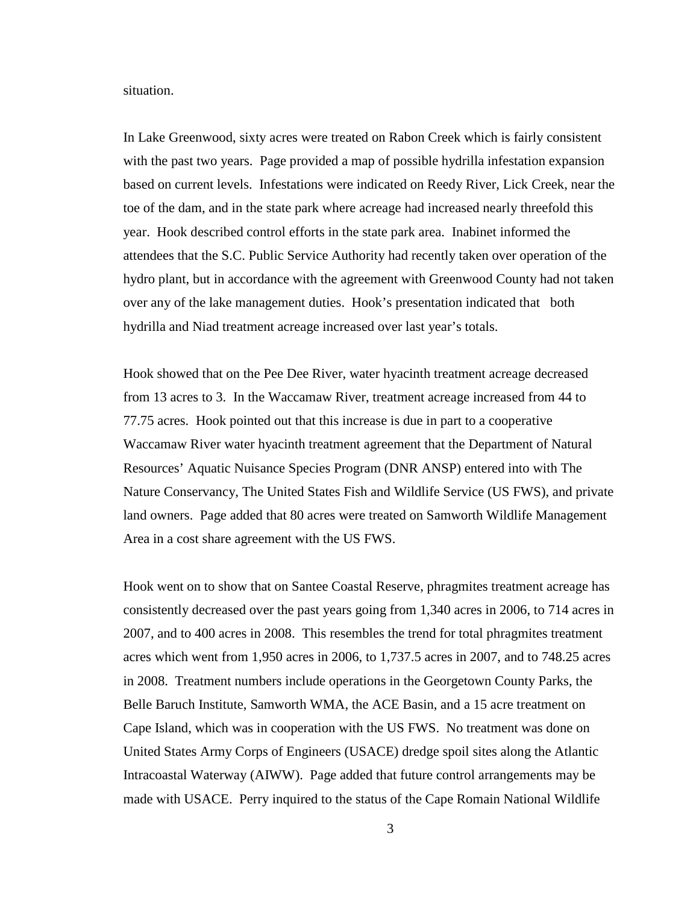situation.

In Lake Greenwood, sixty acres were treated on Rabon Creek which is fairly consistent with the past two years. Page provided a map of possible hydrilla infestation expansion based on current levels. Infestations were indicated on Reedy River, Lick Creek, near the toe of the dam, and in the state park where acreage had increased nearly threefold this year. Hook described control efforts in the state park area. Inabinet informed the attendees that the S.C. Public Service Authority had recently taken over operation of the hydro plant, but in accordance with the agreement with Greenwood County had not taken over any of the lake management duties. Hook's presentation indicated that both hydrilla and Niad treatment acreage increased over last year's totals.

Hook showed that on the Pee Dee River, water hyacinth treatment acreage decreased from 13 acres to 3. In the Waccamaw River, treatment acreage increased from 44 to 77.75 acres. Hook pointed out that this increase is due in part to a cooperative Waccamaw River water hyacinth treatment agreement that the Department of Natural Resources' Aquatic Nuisance Species Program (DNR ANSP) entered into with The Nature Conservancy, The United States Fish and Wildlife Service (US FWS), and private land owners. Page added that 80 acres were treated on Samworth Wildlife Management Area in a cost share agreement with the US FWS.

Hook went on to show that on Santee Coastal Reserve, phragmites treatment acreage has consistently decreased over the past years going from 1,340 acres in 2006, to 714 acres in 2007, and to 400 acres in 2008. This resembles the trend for total phragmites treatment acres which went from 1,950 acres in 2006, to 1,737.5 acres in 2007, and to 748.25 acres in 2008. Treatment numbers include operations in the Georgetown County Parks, the Belle Baruch Institute, Samworth WMA, the ACE Basin, and a 15 acre treatment on Cape Island, which was in cooperation with the US FWS. No treatment was done on United States Army Corps of Engineers (USACE) dredge spoil sites along the Atlantic Intracoastal Waterway (AIWW). Page added that future control arrangements may be made with USACE. Perry inquired to the status of the Cape Romain National Wildlife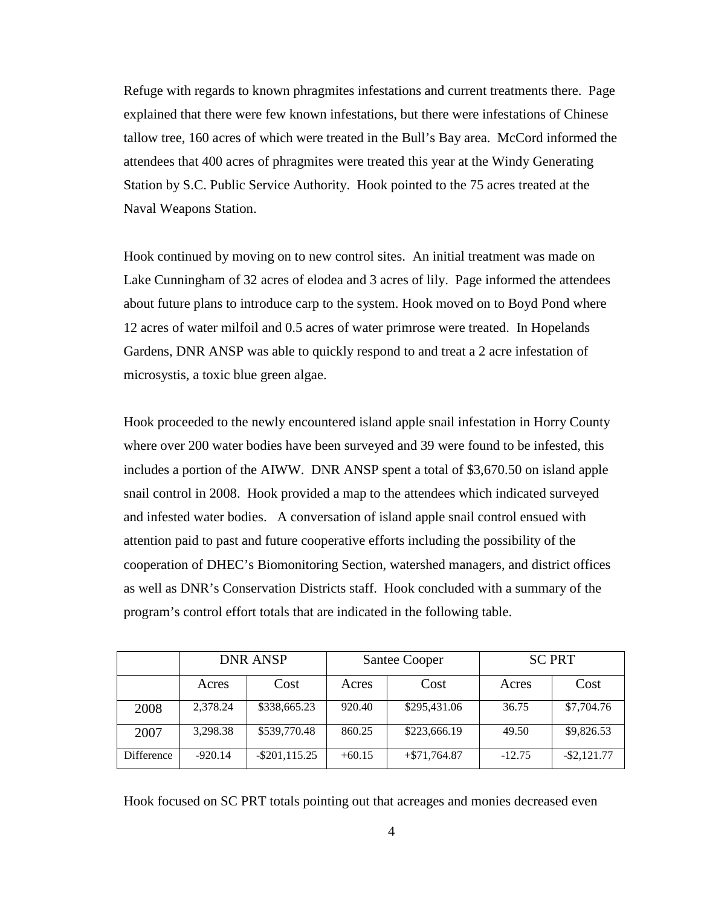Refuge with regards to known phragmites infestations and current treatments there. Page explained that there were few known infestations, but there were infestations of Chinese tallow tree, 160 acres of which were treated in the Bull's Bay area. McCord informed the attendees that 400 acres of phragmites were treated this year at the Windy Generating Station by S.C. Public Service Authority. Hook pointed to the 75 acres treated at the Naval Weapons Station.

Hook continued by moving on to new control sites. An initial treatment was made on Lake Cunningham of 32 acres of elodea and 3 acres of lily. Page informed the attendees about future plans to introduce carp to the system. Hook moved on to Boyd Pond where 12 acres of water milfoil and 0.5 acres of water primrose were treated. In Hopelands Gardens, DNR ANSP was able to quickly respond to and treat a 2 acre infestation of microsystis, a toxic blue green algae.

Hook proceeded to the newly encountered island apple snail infestation in Horry County where over 200 water bodies have been surveyed and 39 were found to be infested, this includes a portion of the AIWW. DNR ANSP spent a total of $3,670.50 on island apple snail control in 2008. Hook provided a map to the attendees which indicated surveyed and infested water bodies. A conversation of island apple snail control ensued with attention paid to past and future cooperative efforts including the possibility of the cooperation of DHEC's Biomonitoring Section, watershed managers, and district offices as well as DNR's Conservation Districts staff. Hook concluded with a summary of the program's control effort totals that are indicated in the following table.

| | DNR ANSP | | Santee Cooper | | SC PRT | |
|---|---|---|---|---|---|---|
| | Acres | Cost | Acres | Cost | Acres | Cost |
| 2008 | 2,378.24 | $338,665.23 | 920.40 | $295,431.06 | 36.75 | $7,704.76 |
| 2007 | 3,298.38 | $539,770.48 | 860.25 | $223,666.19 | 49.50 | $9,826.53 |
| Difference | -920.14 | -$201,115.25 | +60.15 | +$71,764.87 | -12.75 | -$2,121.77 |

Hook focused on SC PRT totals pointing out that acreages and monies decreased even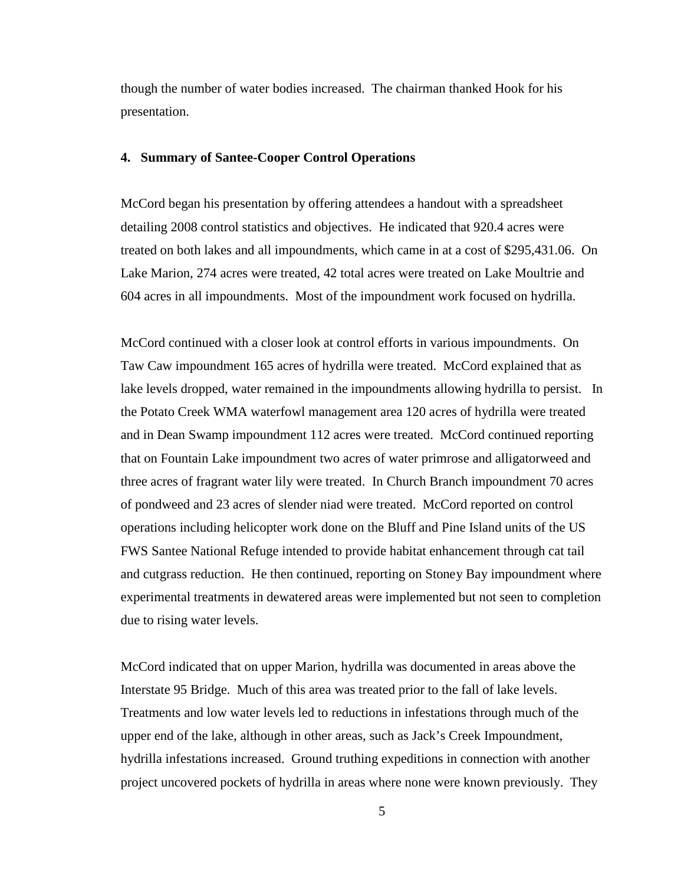though the number of water bodies increased. The chairman thanked Hook for his presentation.

**4. Summary of Santee-Cooper Control Operations**

McCord began his presentation by offering attendees a handout with a spreadsheet detailing 2008 control statistics and objectives. He indicated that 920.4 acres were treated on both lakes and all impoundments, which came in at a cost of $295,431.06. On Lake Marion, 274 acres were treated, 42 total acres were treated on Lake Moultrie and 604 acres in all impoundments. Most of the impoundment work focused on hydrilla.

McCord continued with a closer look at control efforts in various impoundments. On Taw Caw impoundment 165 acres of hydrilla were treated. McCord explained that as lake levels dropped, water remained in the impoundments allowing hydrilla to persist. In the Potato Creek WMA waterfowl management area 120 acres of hydrilla were treated and in Dean Swamp impoundment 112 acres were treated. McCord continued reporting that on Fountain Lake impoundment two acres of water primrose and alligatorweed and three acres of fragrant water lily were treated. In Church Branch impoundment 70 acres of pondweed and 23 acres of slender niad were treated. McCord reported on control operations including helicopter work done on the Bluff and Pine Island units of the US FWS Santee National Refuge intended to provide habitat enhancement through cat tail and cutgrass reduction. He then continued, reporting on Stoney Bay impoundment where experimental treatments in dewatered areas were implemented but not seen to completion due to rising water levels.

McCord indicated that on upper Marion, hydrilla was documented in areas above the Interstate 95 Bridge. Much of this area was treated prior to the fall of lake levels. Treatments and low water levels led to reductions in infestations through much of the upper end of the lake, although in other areas, such as Jack's Creek Impoundment, hydrilla infestations increased. Ground truthing expeditions in connection with another project uncovered pockets of hydrilla in areas where none were known previously. They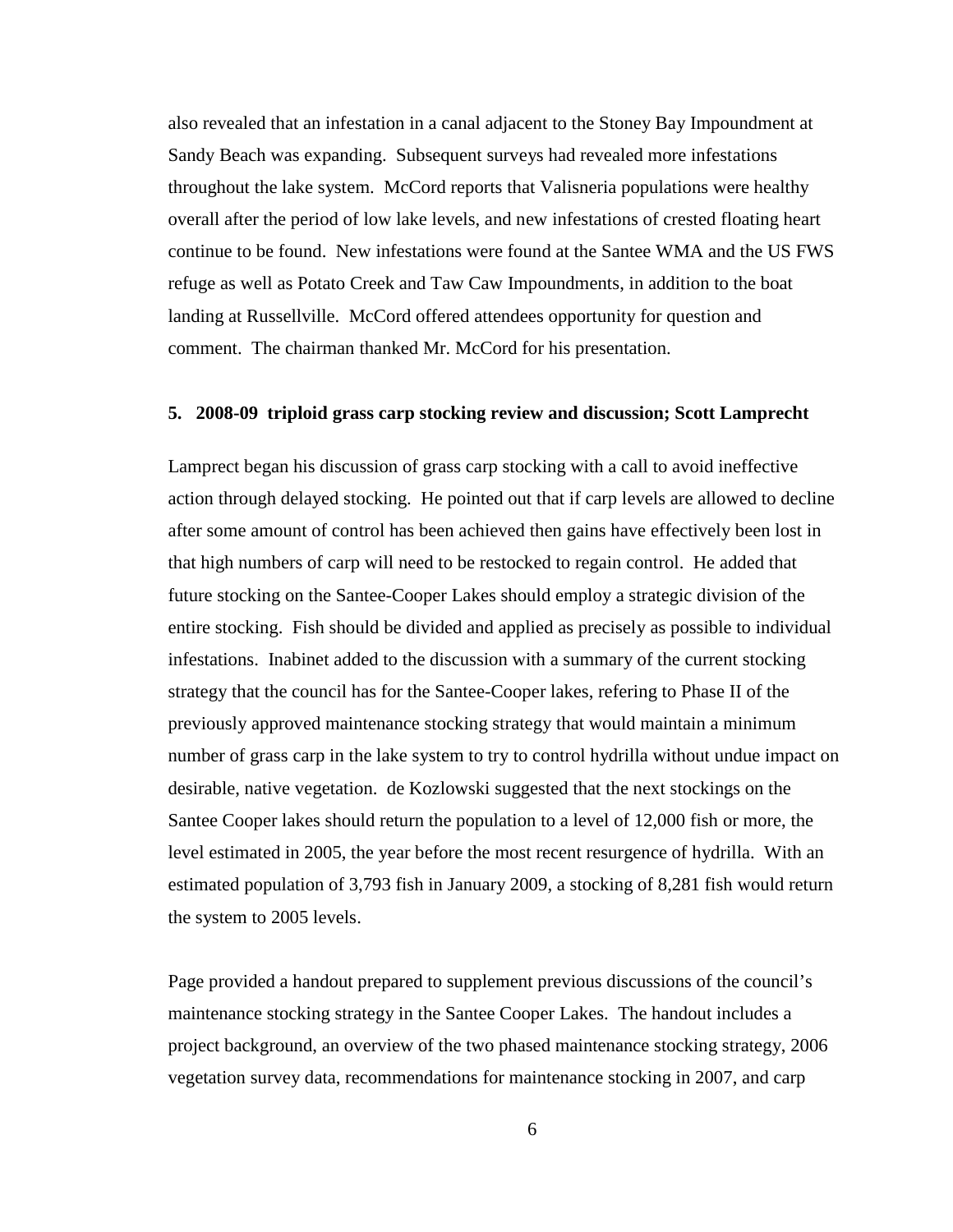also revealed that an infestation in a canal adjacent to the Stoney Bay Impoundment at Sandy Beach was expanding. Subsequent surveys had revealed more infestations throughout the lake system. McCord reports that Valisneria populations were healthy overall after the period of low lake levels, and new infestations of crested floating heart continue to be found. New infestations were found at the Santee WMA and the US FWS refuge as well as Potato Creek and Taw Caw Impoundments, in addition to the boat landing at Russellville. McCord offered attendees opportunity for question and comment. The chairman thanked Mr. McCord for his presentation.

**5. 2008-09 triploid grass carp stocking review and discussion; Scott Lamprecht**

Lamprect began his discussion of grass carp stocking with a call to avoid ineffective action through delayed stocking. He pointed out that if carp levels are allowed to decline after some amount of control has been achieved then gains have effectively been lost in that high numbers of carp will need to be restocked to regain control. He added that future stocking on the Santee-Cooper Lakes should employ a strategic division of the entire stocking. Fish should be divided and applied as precisely as possible to individual infestations. Inabinet added to the discussion with a summary of the current stocking strategy that the council has for the Santee-Cooper lakes, refering to Phase II of the previously approved maintenance stocking strategy that would maintain a minimum number of grass carp in the lake system to try to control hydrilla without undue impact on desirable, native vegetation. de Kozlowski suggested that the next stockings on the Santee Cooper lakes should return the population to a level of 12,000 fish or more, the level estimated in 2005, the year before the most recent resurgence of hydrilla. With an estimated population of 3,793 fish in January 2009, a stocking of 8,281 fish would return the system to 2005 levels.

Page provided a handout prepared to supplement previous discussions of the council's maintenance stocking strategy in the Santee Cooper Lakes. The handout includes a project background, an overview of the two phased maintenance stocking strategy, 2006 vegetation survey data, recommendations for maintenance stocking in 2007, and carp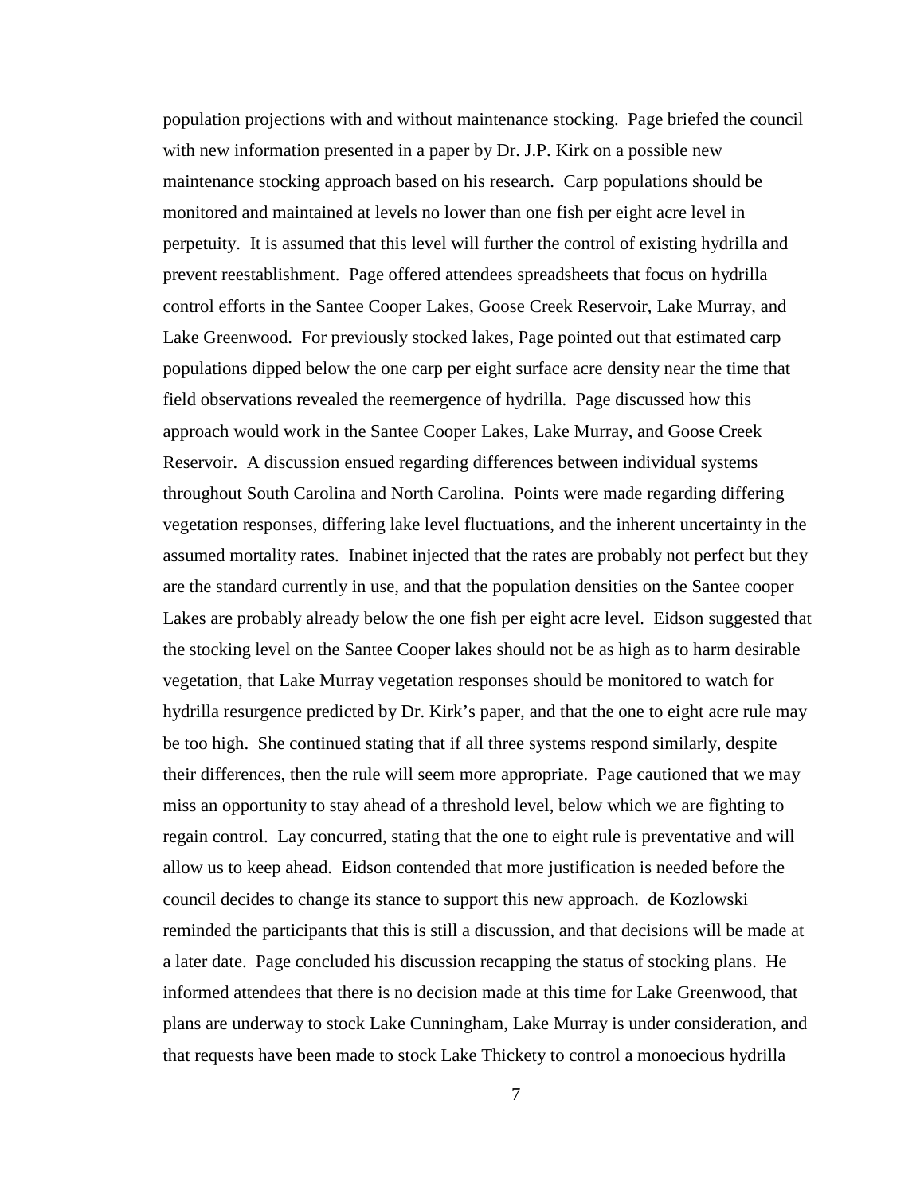population projections with and without maintenance stocking. Page briefed the council with new information presented in a paper by Dr. J.P. Kirk on a possible new maintenance stocking approach based on his research. Carp populations should be monitored and maintained at levels no lower than one fish per eight acre level in perpetuity. It is assumed that this level will further the control of existing hydrilla and prevent reestablishment. Page offered attendees spreadsheets that focus on hydrilla control efforts in the Santee Cooper Lakes, Goose Creek Reservoir, Lake Murray, and Lake Greenwood. For previously stocked lakes, Page pointed out that estimated carp populations dipped below the one carp per eight surface acre density near the time that field observations revealed the reemergence of hydrilla. Page discussed how this approach would work in the Santee Cooper Lakes, Lake Murray, and Goose Creek Reservoir. A discussion ensued regarding differences between individual systems throughout South Carolina and North Carolina. Points were made regarding differing vegetation responses, differing lake level fluctuations, and the inherent uncertainty in the assumed mortality rates. Inabinet injected that the rates are probably not perfect but they are the standard currently in use, and that the population densities on the Santee cooper Lakes are probably already below the one fish per eight acre level. Eidson suggested that the stocking level on the Santee Cooper lakes should not be as high as to harm desirable vegetation, that Lake Murray vegetation responses should be monitored to watch for hydrilla resurgence predicted by Dr. Kirk's paper, and that the one to eight acre rule may be too high. She continued stating that if all three systems respond similarly, despite their differences, then the rule will seem more appropriate. Page cautioned that we may miss an opportunity to stay ahead of a threshold level, below which we are fighting to regain control. Lay concurred, stating that the one to eight rule is preventative and will allow us to keep ahead. Eidson contended that more justification is needed before the council decides to change its stance to support this new approach. de Kozlowski reminded the participants that this is still a discussion, and that decisions will be made at a later date. Page concluded his discussion recapping the status of stocking plans. He informed attendees that there is no decision made at this time for Lake Greenwood, that plans are underway to stock Lake Cunningham, Lake Murray is under consideration, and that requests have been made to stock Lake Thickety to control a monoecious hydrilla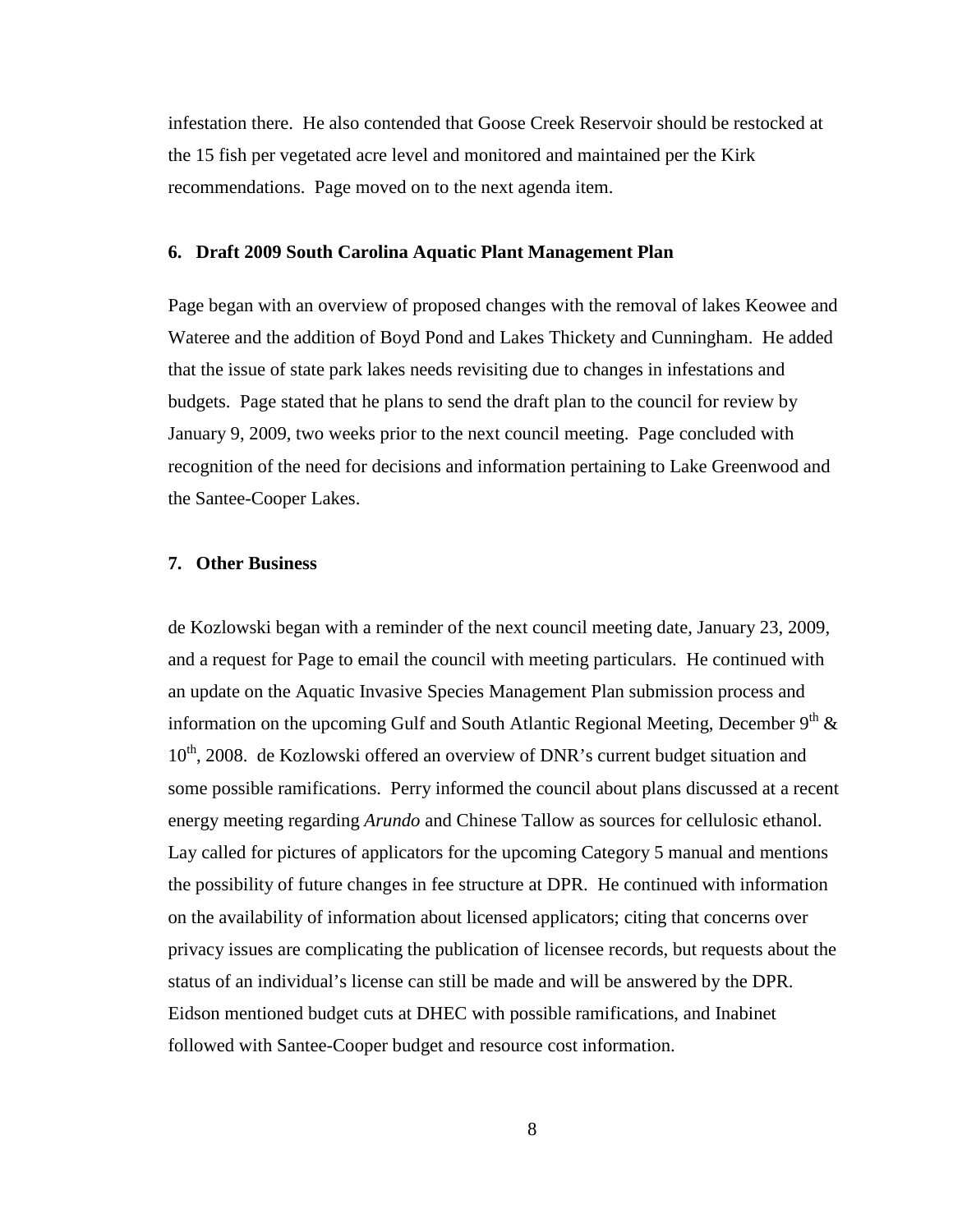infestation there. He also contended that Goose Creek Reservoir should be restocked at the 15 fish per vegetated acre level and monitored and maintained per the Kirk recommendations. Page moved on to the next agenda item.

### 6. Draft 2009 South Carolina Aquatic Plant Management Plan

Page began with an overview of proposed changes with the removal of lakes Keowee and Wateree and the addition of Boyd Pond and Lakes Thickety and Cunningham. He added that the issue of state park lakes needs revisiting due to changes in infestations and budgets. Page stated that he plans to send the draft plan to the council for review by January 9, 2009, two weeks prior to the next council meeting. Page concluded with recognition of the need for decisions and information pertaining to Lake Greenwood and the Santee-Cooper Lakes.

### 7. Other Business

de Kozlowski began with a reminder of the next council meeting date, January 23, 2009, and a request for Page to email the council with meeting particulars. He continued with an update on the Aquatic Invasive Species Management Plan submission process and information on the upcoming Gulf and South Atlantic Regional Meeting, December 9th & 10th, 2008. de Kozlowski offered an overview of DNR's current budget situation and some possible ramifications. Perry informed the council about plans discussed at a recent energy meeting regarding *Arundo* and Chinese Tallow as sources for cellulosic ethanol. Lay called for pictures of applicators for the upcoming Category 5 manual and mentions the possibility of future changes in fee structure at DPR. He continued with information on the availability of information about licensed applicators; citing that concerns over privacy issues are complicating the publication of licensee records, but requests about the status of an individual's license can still be made and will be answered by the DPR. Eidson mentioned budget cuts at DHEC with possible ramifications, and Inabinet followed with Santee-Cooper budget and resource cost information.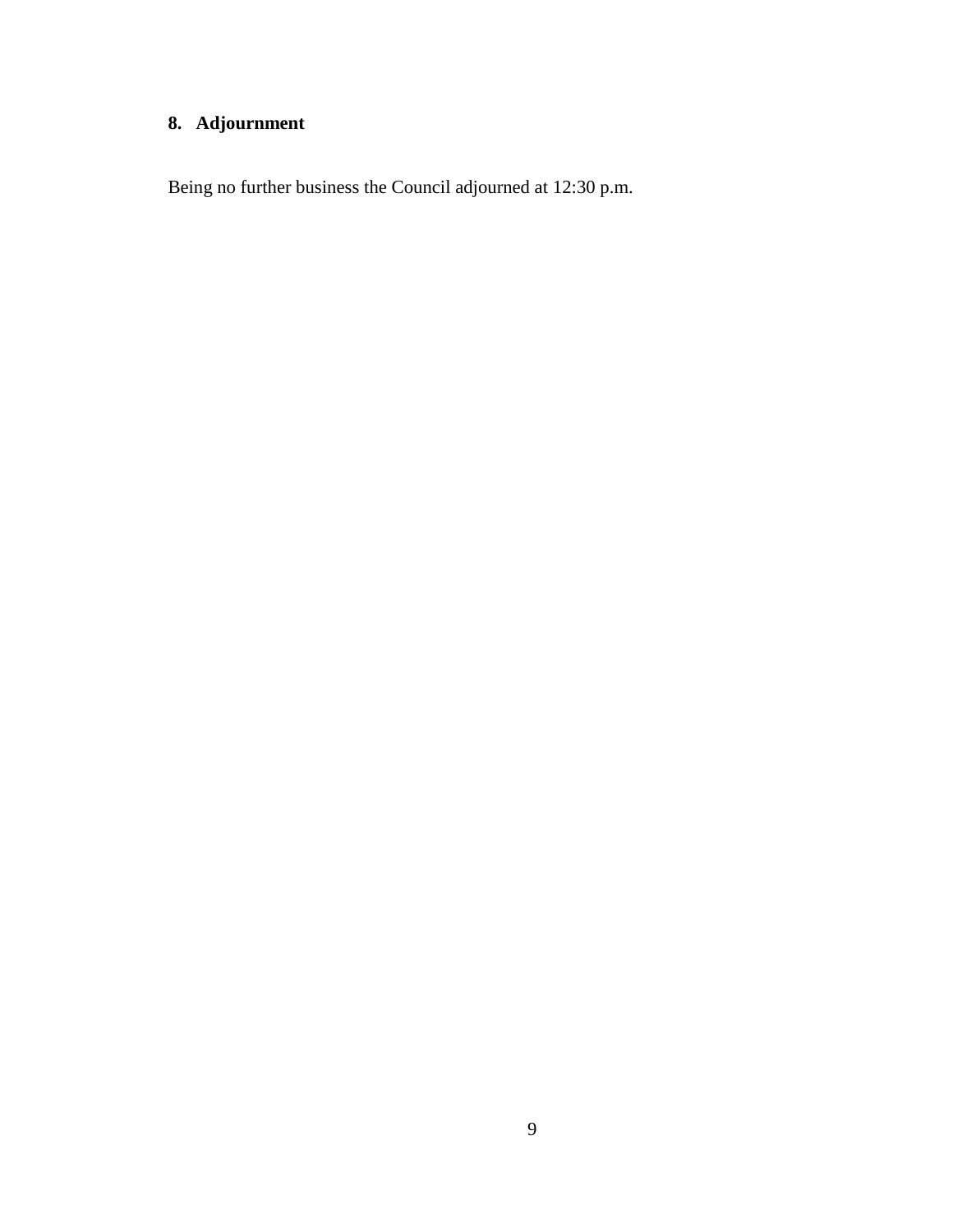## 8. Adjournment

Being no further business the Council adjourned at 12:30 p.m.